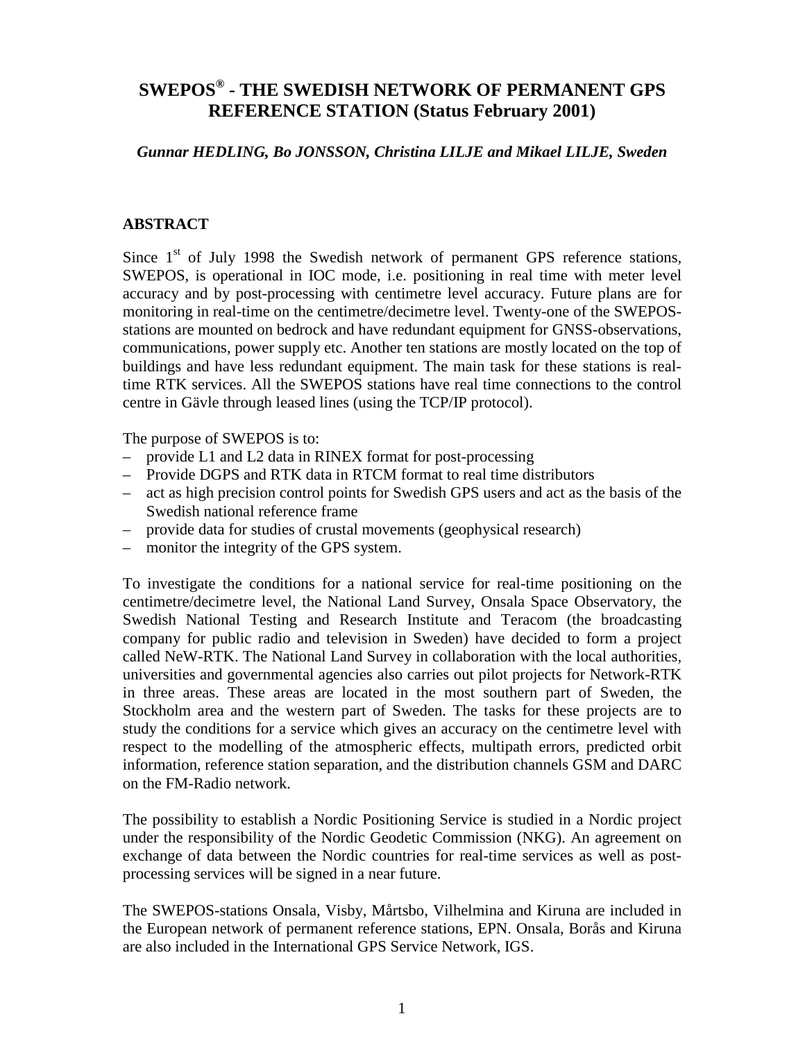# SWEPOS® - THE SWEDISH NETWORK OF PERMANENT GPS REFERENCE STATION (Status February 2001)

*Gunnar HEDLING, Bo JONSSON, Christina LILJE and Mikael LILJE, Sweden*

## ABSTRACT

Since 1st of July 1998 the Swedish network of permanent GPS reference stations, SWEPOS, is operational in IOC mode, i.e. positioning in real time with meter level accuracy and by post-processing with centimetre level accuracy. Future plans are for monitoring in real-time on the centimetre/decimetre level. Twenty-one of the SWEPOS-stations are mounted on bedrock and have redundant equipment for GNSS-observations, communications, power supply etc. Another ten stations are mostly located on the top of buildings and have less redundant equipment. The main task for these stations is real-time RTK services. All the SWEPOS stations have real time connections to the control centre in Gävle through leased lines (using the TCP/IP protocol).

The purpose of SWEPOS is to:

- provide L1 and L2 data in RINEX format for post-processing
- Provide DGPS and RTK data in RTCM format to real time distributors
- act as high precision control points for Swedish GPS users and act as the basis of the Swedish national reference frame
- provide data for studies of crustal movements (geophysical research)
- monitor the integrity of the GPS system.

To investigate the conditions for a national service for real-time positioning on the centimetre/decimetre level, the National Land Survey, Onsala Space Observatory, the Swedish National Testing and Research Institute and Teracom (the broadcasting company for public radio and television in Sweden) have decided to form a project called NeW-RTK. The National Land Survey in collaboration with the local authorities, universities and governmental agencies also carries out pilot projects for Network-RTK in three areas. These areas are located in the most southern part of Sweden, the Stockholm area and the western part of Sweden. The tasks for these projects are to study the conditions for a service which gives an accuracy on the centimetre level with respect to the modelling of the atmospheric effects, multipath errors, predicted orbit information, reference station separation, and the distribution channels GSM and DARC on the FM-Radio network.

The possibility to establish a Nordic Positioning Service is studied in a Nordic project under the responsibility of the Nordic Geodetic Commission (NKG). An agreement on exchange of data between the Nordic countries for real-time services as well as post-processing services will be signed in a near future.

The SWEPOS-stations Onsala, Visby, Mårtsbo, Vilhelmina and Kiruna are included in the European network of permanent reference stations, EPN. Onsala, Borås and Kiruna are also included in the International GPS Service Network, IGS.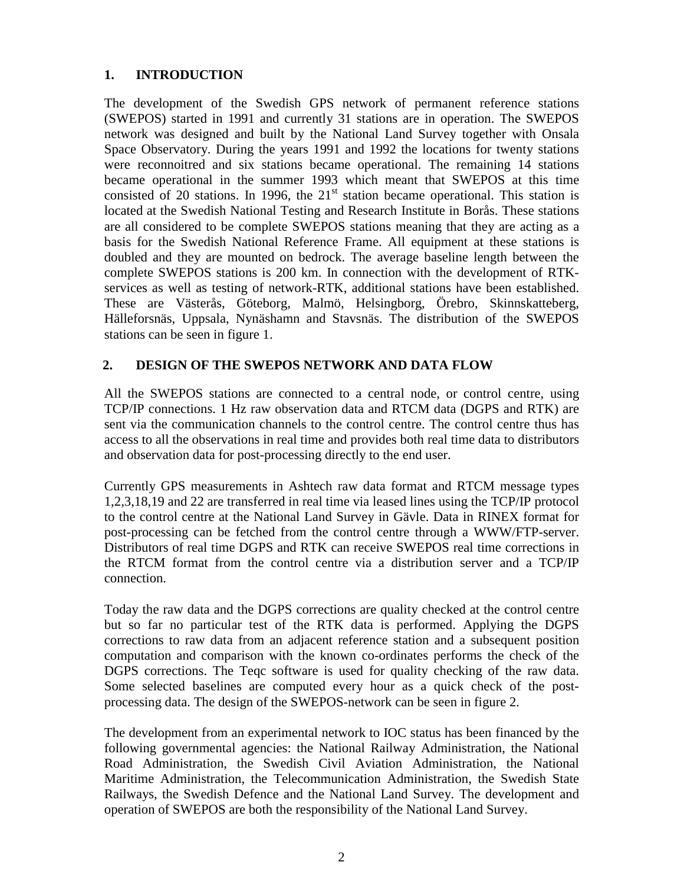## 1. INTRODUCTION

The development of the Swedish GPS network of permanent reference stations (SWEPOS) started in 1991 and currently 31 stations are in operation. The SWEPOS network was designed and built by the National Land Survey together with Onsala Space Observatory. During the years 1991 and 1992 the locations for twenty stations were reconnoitred and six stations became operational. The remaining 14 stations became operational in the summer 1993 which meant that SWEPOS at this time consisted of 20 stations. In 1996, the 21st station became operational. This station is located at the Swedish National Testing and Research Institute in Borås. These stations are all considered to be complete SWEPOS stations meaning that they are acting as a basis for the Swedish National Reference Frame. All equipment at these stations is doubled and they are mounted on bedrock. The average baseline length between the complete SWEPOS stations is 200 km. In connection with the development of RTK-services as well as testing of network-RTK, additional stations have been established. These are Västerås, Göteborg, Malmö, Helsingborg, Örebro, Skinnskatteberg, Hälleforsnäs, Uppsala, Nynäshamn and Stavsnäs. The distribution of the SWEPOS stations can be seen in figure 1.

## 2. DESIGN OF THE SWEPOS NETWORK AND DATA FLOW

All the SWEPOS stations are connected to a central node, or control centre, using TCP/IP connections. 1 Hz raw observation data and RTCM data (DGPS and RTK) are sent via the communication channels to the control centre. The control centre thus has access to all the observations in real time and provides both real time data to distributors and observation data for post-processing directly to the end user.

Currently GPS measurements in Ashtech raw data format and RTCM message types 1,2,3,18,19 and 22 are transferred in real time via leased lines using the TCP/IP protocol to the control centre at the National Land Survey in Gävle. Data in RINEX format for post-processing can be fetched from the control centre through a WWW/FTP-server. Distributors of real time DGPS and RTK can receive SWEPOS real time corrections in the RTCM format from the control centre via a distribution server and a TCP/IP connection.

Today the raw data and the DGPS corrections are quality checked at the control centre but so far no particular test of the RTK data is performed. Applying the DGPS corrections to raw data from an adjacent reference station and a subsequent position computation and comparison with the known co-ordinates performs the check of the DGPS corrections. The Teqc software is used for quality checking of the raw data. Some selected baselines are computed every hour as a quick check of the post-processing data. The design of the SWEPOS-network can be seen in figure 2.

The development from an experimental network to IOC status has been financed by the following governmental agencies: the National Railway Administration, the National Road Administration, the Swedish Civil Aviation Administration, the National Maritime Administration, the Telecommunication Administration, the Swedish State Railways, the Swedish Defence and the National Land Survey. The development and operation of SWEPOS are both the responsibility of the National Land Survey.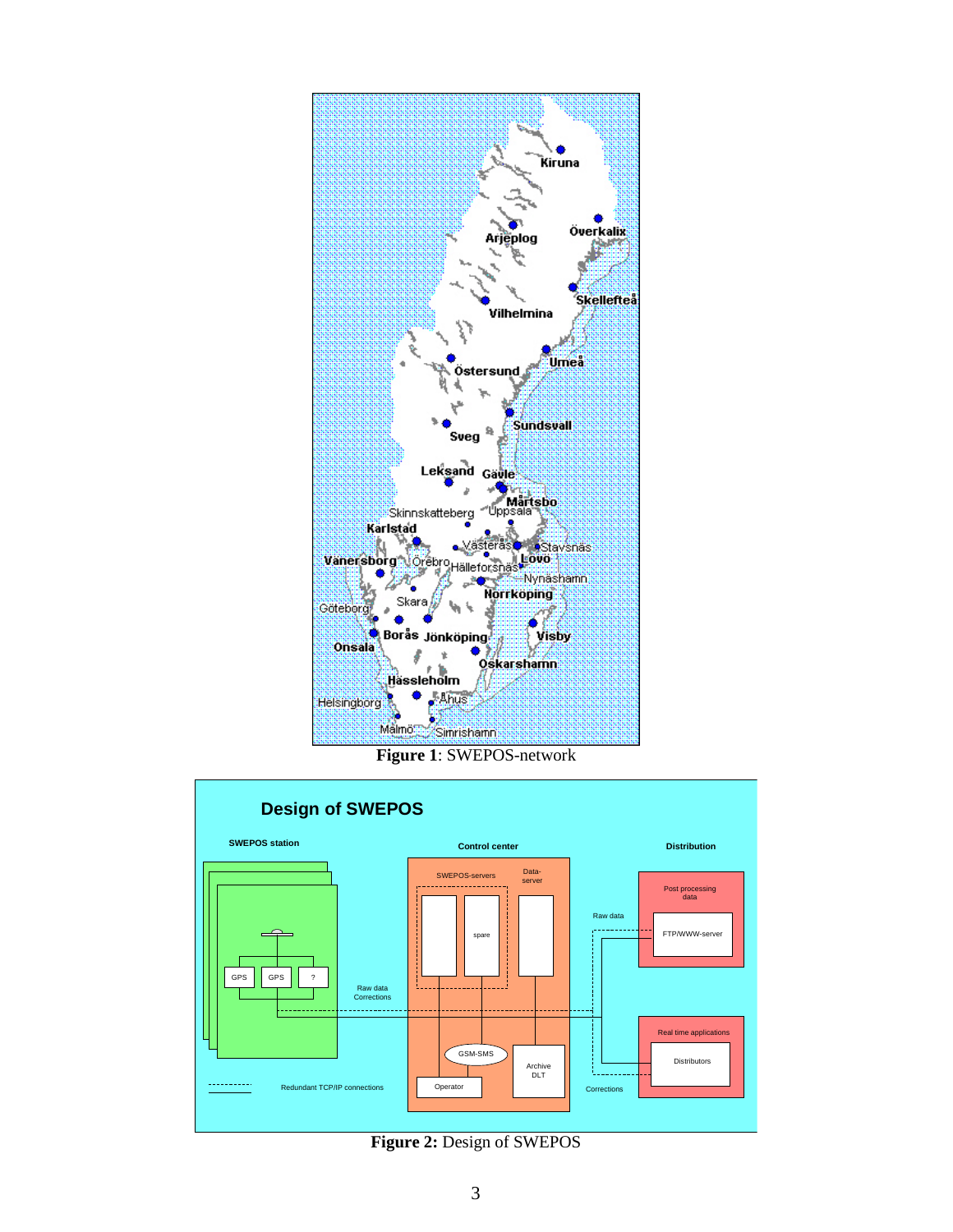**Figure 1**: SWEPOS-network

**Figure 2:** Design of SWEPOS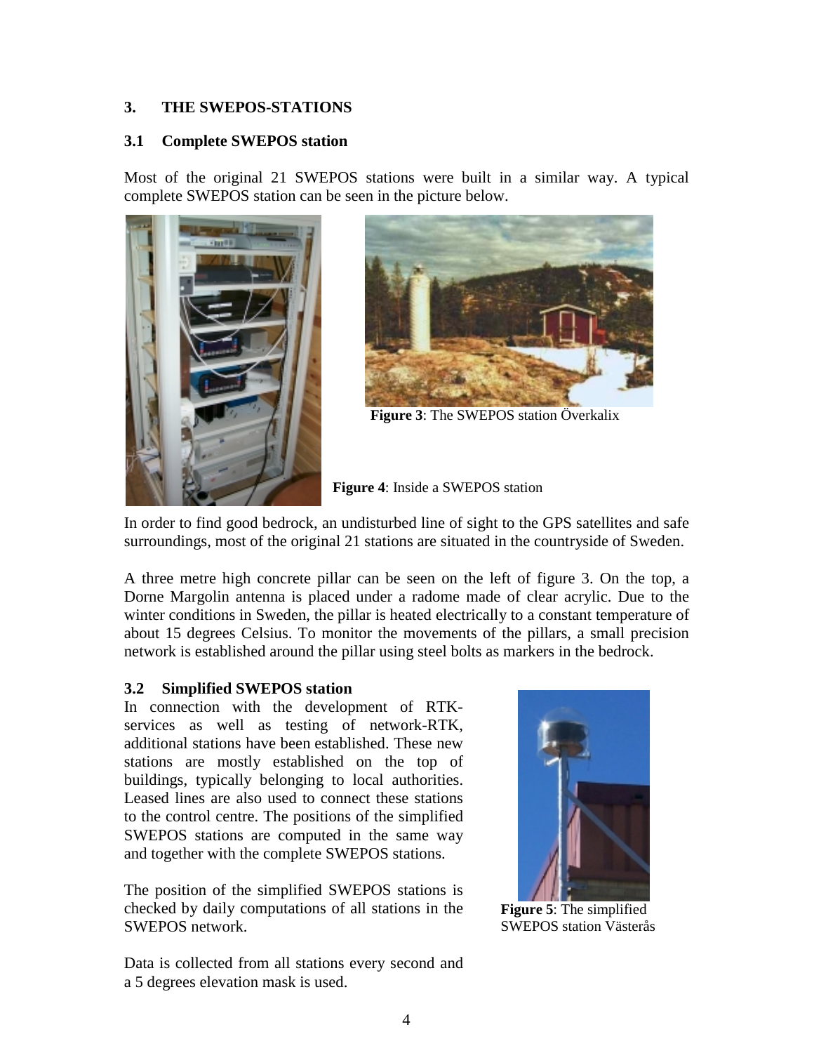## 3. THE SWEPOS-STATIONS

### 3.1 Complete SWEPOS station

Most of the original 21 SWEPOS stations were built in a similar way. A typical complete SWEPOS station can be seen in the picture below.

**Figure 3**: The SWEPOS station Överkalix

**Figure 4**: Inside a SWEPOS station

In order to find good bedrock, an undisturbed line of sight to the GPS satellites and safe surroundings, most of the original 21 stations are situated in the countryside of Sweden.

A three metre high concrete pillar can be seen on the left of figure 3. On the top, a Dorne Margolin antenna is placed under a radome made of clear acrylic. Due to the winter conditions in Sweden, the pillar is heated electrically to a constant temperature of about 15 degrees Celsius. To monitor the movements of the pillars, a small precision network is established around the pillar using steel bolts as markers in the bedrock.

### 3.2 Simplified SWEPOS station

In connection with the development of RTK-services as well as testing of network-RTK, additional stations have been established. These new stations are mostly established on the top of buildings, typically belonging to local authorities. Leased lines are also used to connect these stations to the control centre. The positions of the simplified SWEPOS stations are computed in the same way and together with the complete SWEPOS stations.

The position of the simplified SWEPOS stations is checked by daily computations of all stations in the SWEPOS network.

Data is collected from all stations every second and a 5 degrees elevation mask is used.

**Figure 5**: The simplified SWEPOS station Västerås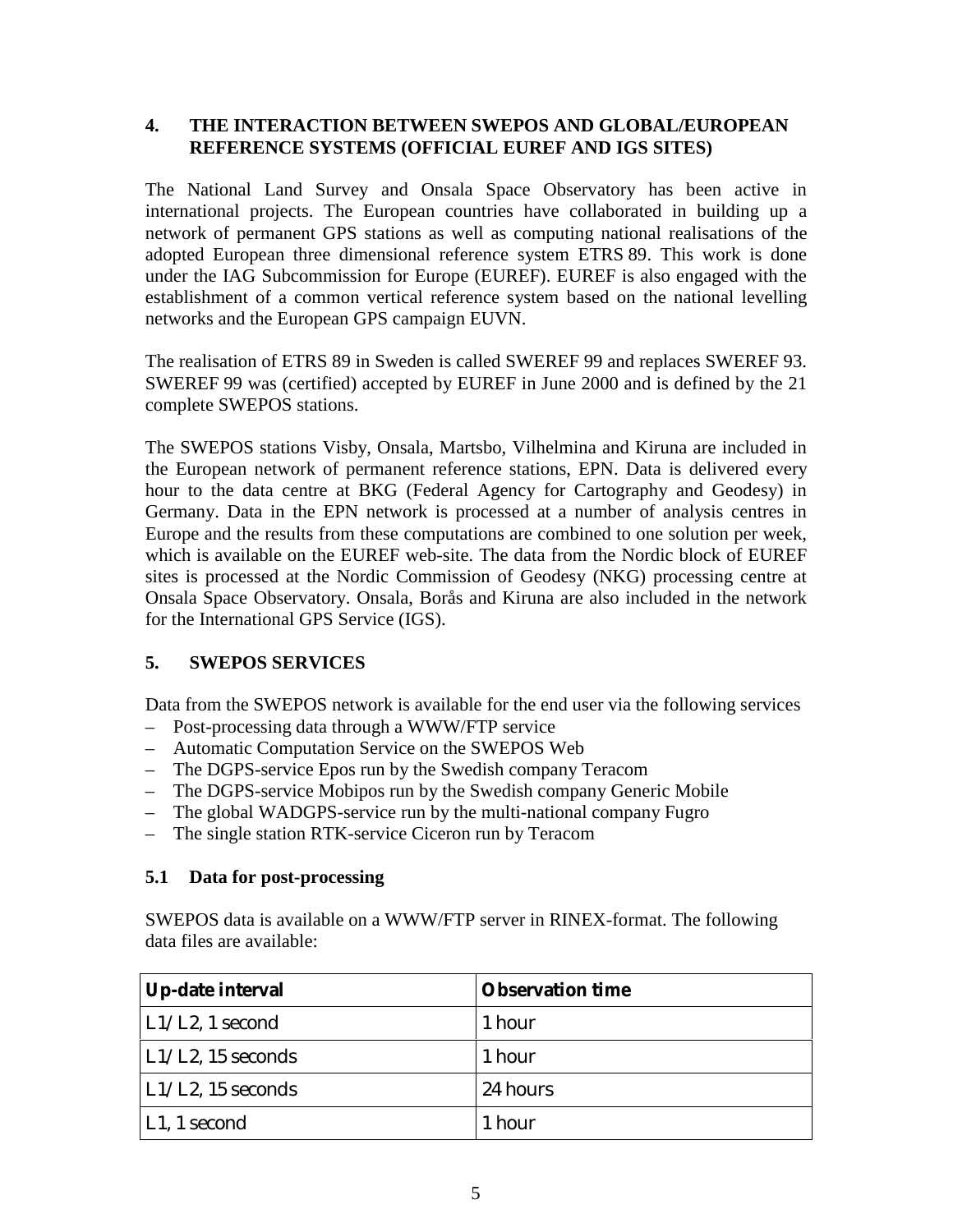## 4. THE INTERACTION BETWEEN SWEPOS AND GLOBAL/EUROPEAN REFERENCE SYSTEMS (OFFICIAL EUREF AND IGS SITES)

The National Land Survey and Onsala Space Observatory has been active in international projects. The European countries have collaborated in building up a network of permanent GPS stations as well as computing national realisations of the adopted European three dimensional reference system ETRS 89. This work is done under the IAG Subcommission for Europe (EUREF). EUREF is also engaged with the establishment of a common vertical reference system based on the national levelling networks and the European GPS campaign EUVN.

The realisation of ETRS 89 in Sweden is called SWEREF 99 and replaces SWEREF 93. SWEREF 99 was (certified) accepted by EUREF in June 2000 and is defined by the 21 complete SWEPOS stations.

The SWEPOS stations Visby, Onsala, Martsbo, Vilhelmina and Kiruna are included in the European network of permanent reference stations, EPN. Data is delivered every hour to the data centre at BKG (Federal Agency for Cartography and Geodesy) in Germany. Data in the EPN network is processed at a number of analysis centres in Europe and the results from these computations are combined to one solution per week, which is available on the EUREF web-site. The data from the Nordic block of EUREF sites is processed at the Nordic Commission of Geodesy (NKG) processing centre at Onsala Space Observatory. Onsala, Borås and Kiruna are also included in the network for the International GPS Service (IGS).

## 5. SWEPOS SERVICES

Data from the SWEPOS network is available for the end user via the following services

- Post-processing data through a WWW/FTP service
- Automatic Computation Service on the SWEPOS Web
- The DGPS-service Epos run by the Swedish company Teracom
- The DGPS-service Mobipos run by the Swedish company Generic Mobile
- The global WADGPS-service run by the multi-national company Fugro
- The single station RTK-service Ciceron run by Teracom

### 5.1 Data for post-processing

SWEPOS data is available on a WWW/FTP server in RINEX-format. The following data files are available:

| Up-date interval | Observation time |
|---|---|
| L1/L2, 1 second | 1 hour |
| L1/L2, 15 seconds | 1 hour |
| L1/L2, 15 seconds | 24 hours |
| L1, 1 second | 1 hour |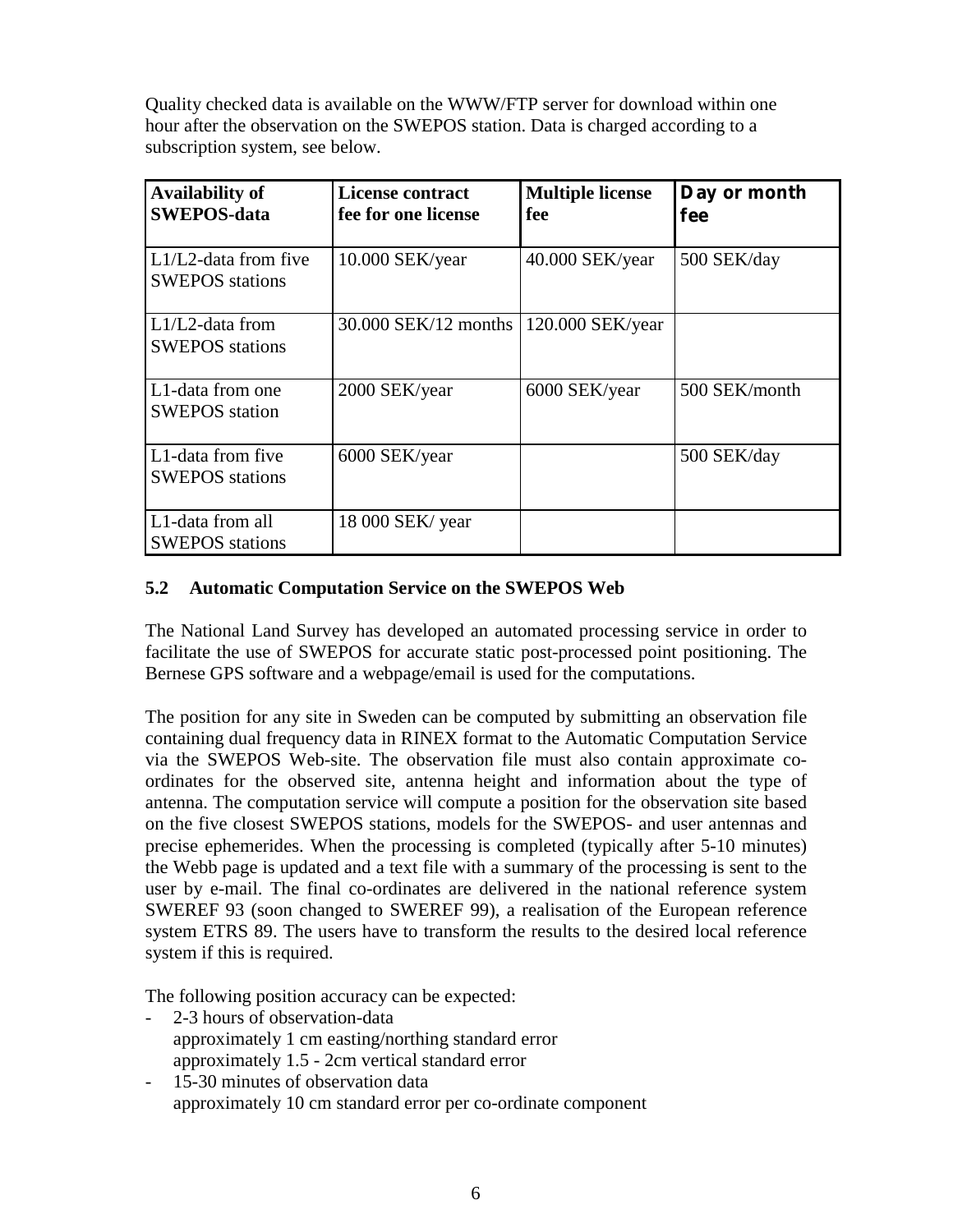Quality checked data is available on the WWW/FTP server for download within one hour after the observation on the SWEPOS station. Data is charged according to a subscription system, see below.

| **Availability of SWEPOS-data** | **License contract fee for one license** | **Multiple license fee** | **Day or month fee** |
|---|---|---|---|
| L1/L2-data from five SWEPOS stations | 10.000 SEK/year | 40.000 SEK/year | 500 SEK/day |
| L1/L2-data from SWEPOS stations | 30.000 SEK/12 months | 120.000 SEK/year | |
| L1-data from one SWEPOS station | 2000 SEK/year | 6000 SEK/year | 500 SEK/month |
| L1-data from five SWEPOS stations | 6000 SEK/year | | 500 SEK/day |
| L1-data from all SWEPOS stations | 18 000 SEK/ year | | |

### 5.2 Automatic Computation Service on the SWEPOS Web

The National Land Survey has developed an automated processing service in order to facilitate the use of SWEPOS for accurate static post-processed point positioning. The Bernese GPS software and a webpage/email is used for the computations.

The position for any site in Sweden can be computed by submitting an observation file containing dual frequency data in RINEX format to the Automatic Computation Service via the SWEPOS Web-site. The observation file must also contain approximate co-ordinates for the observed site, antenna height and information about the type of antenna. The computation service will compute a position for the observation site based on the five closest SWEPOS stations, models for the SWEPOS- and user antennas and precise ephemerides. When the processing is completed (typically after 5-10 minutes) the Webb page is updated and a text file with a summary of the processing is sent to the user by e-mail. The final co-ordinates are delivered in the national reference system SWEREF 93 (soon changed to SWEREF 99), a realisation of the European reference system ETRS 89. The users have to transform the results to the desired local reference system if this is required.

The following position accuracy can be expected:

- 2-3 hours of observation-data
  approximately 1 cm easting/northing standard error
  approximately 1.5 - 2cm vertical standard error
- 15-30 minutes of observation data
  approximately 10 cm standard error per co-ordinate component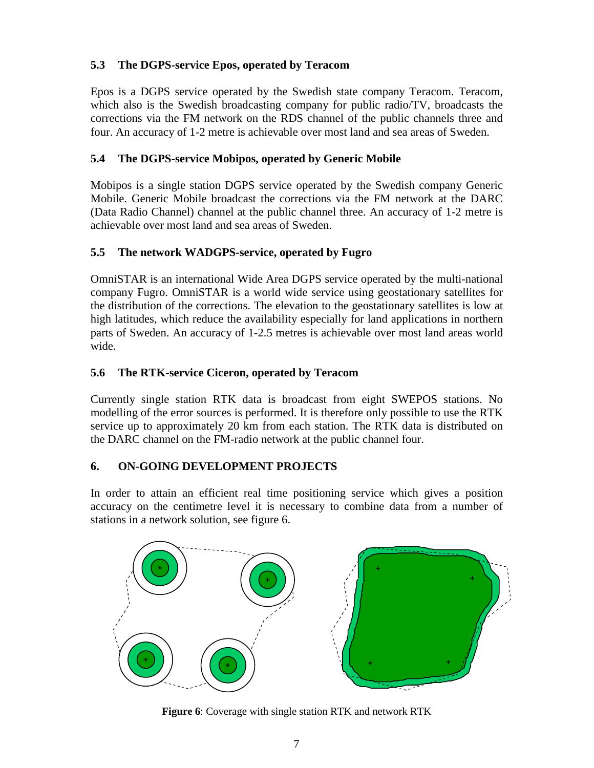### 5.3 The DGPS-service Epos, operated by Teracom

Epos is a DGPS service operated by the Swedish state company Teracom. Teracom, which also is the Swedish broadcasting company for public radio/TV, broadcasts the corrections via the FM network on the RDS channel of the public channels three and four. An accuracy of 1-2 metre is achievable over most land and sea areas of Sweden.

### 5.4 The DGPS-service Mobipos, operated by Generic Mobile

Mobipos is a single station DGPS service operated by the Swedish company Generic Mobile. Generic Mobile broadcast the corrections via the FM network at the DARC (Data Radio Channel) channel at the public channel three. An accuracy of 1-2 metre is achievable over most land and sea areas of Sweden.

### 5.5 The network WADGPS-service, operated by Fugro

OmniSTAR is an international Wide Area DGPS service operated by the multi-national company Fugro. OmniSTAR is a world wide service using geostationary satellites for the distribution of the corrections. The elevation to the geostationary satellites is low at high latitudes, which reduce the availability especially for land applications in northern parts of Sweden. An accuracy of 1-2.5 metres is achievable over most land areas world wide.

### 5.6 The RTK-service Ciceron, operated by Teracom

Currently single station RTK data is broadcast from eight SWEPOS stations. No modelling of the error sources is performed. It is therefore only possible to use the RTK service up to approximately 20 km from each station. The RTK data is distributed on the DARC channel on the FM-radio network at the public channel four.

## 6. ON-GOING DEVELOPMENT PROJECTS

In order to attain an efficient real time positioning service which gives a position accuracy on the centimetre level it is necessary to combine data from a number of stations in a network solution, see figure 6.

**Figure 6**: Coverage with single station RTK and network RTK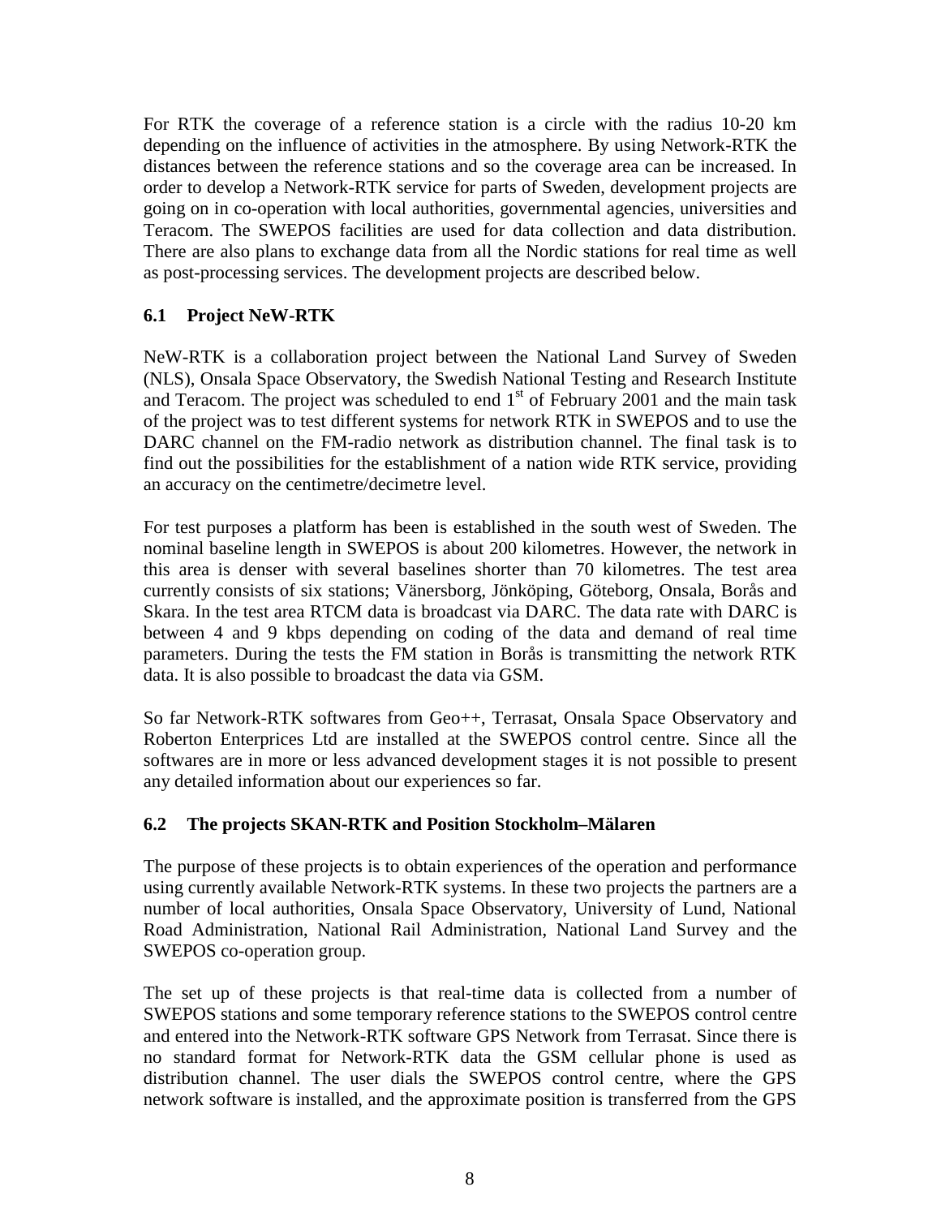For RTK the coverage of a reference station is a circle with the radius 10-20 km depending on the influence of activities in the atmosphere. By using Network-RTK the distances between the reference stations and so the coverage area can be increased. In order to develop a Network-RTK service for parts of Sweden, development projects are going on in co-operation with local authorities, governmental agencies, universities and Teracom. The SWEPOS facilities are used for data collection and data distribution. There are also plans to exchange data from all the Nordic stations for real time as well as post-processing services. The development projects are described below.

### 6.1 Project NeW-RTK

NeW-RTK is a collaboration project between the National Land Survey of Sweden (NLS), Onsala Space Observatory, the Swedish National Testing and Research Institute and Teracom. The project was scheduled to end 1[st] of February 2001 and the main task of the project was to test different systems for network RTK in SWEPOS and to use the DARC channel on the FM-radio network as distribution channel. The final task is to find out the possibilities for the establishment of a nation wide RTK service, providing an accuracy on the centimetre/decimetre level.

For test purposes a platform has been is established in the south west of Sweden. The nominal baseline length in SWEPOS is about 200 kilometres. However, the network in this area is denser with several baselines shorter than 70 kilometres. The test area currently consists of six stations; Vänersborg, Jönköping, Göteborg, Onsala, Borås and Skara. In the test area RTCM data is broadcast via DARC. The data rate with DARC is between 4 and 9 kbps depending on coding of the data and demand of real time parameters. During the tests the FM station in Borås is transmitting the network RTK data. It is also possible to broadcast the data via GSM.

So far Network-RTK softwares from Geo++, Terrasat, Onsala Space Observatory and Roberton Enterprices Ltd are installed at the SWEPOS control centre. Since all the softwares are in more or less advanced development stages it is not possible to present any detailed information about our experiences so far.

### 6.2 The projects SKAN-RTK and Position Stockholm–Mälaren

The purpose of these projects is to obtain experiences of the operation and performance using currently available Network-RTK systems. In these two projects the partners are a number of local authorities, Onsala Space Observatory, University of Lund, National Road Administration, National Rail Administration, National Land Survey and the SWEPOS co-operation group.

The set up of these projects is that real-time data is collected from a number of SWEPOS stations and some temporary reference stations to the SWEPOS control centre and entered into the Network-RTK software GPS Network from Terrasat. Since there is no standard format for Network-RTK data the GSM cellular phone is used as distribution channel. The user dials the SWEPOS control centre, where the GPS network software is installed, and the approximate position is transferred from the GPS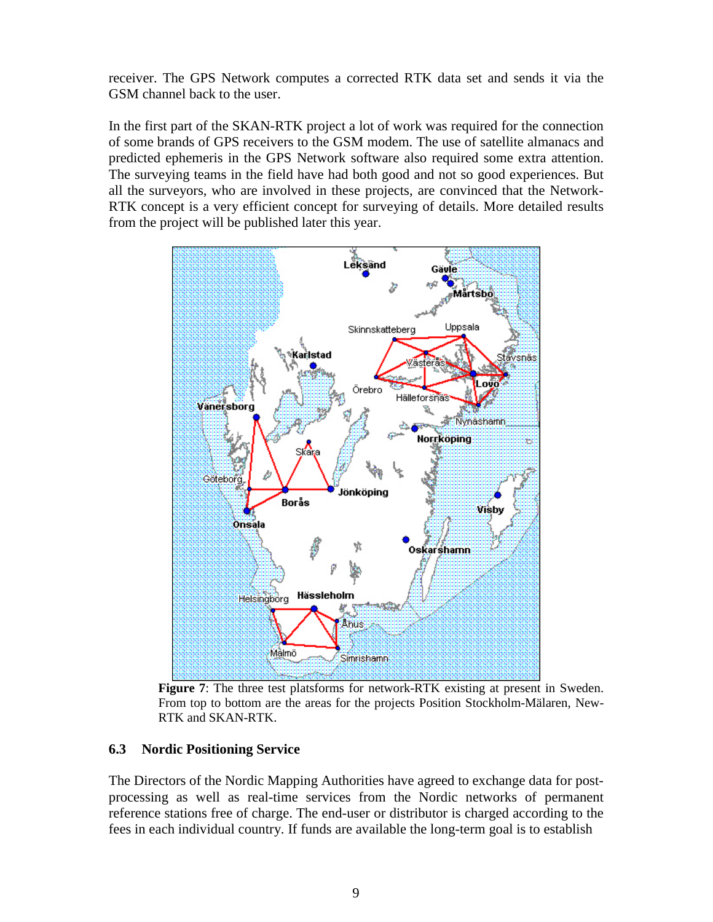receiver. The GPS Network computes a corrected RTK data set and sends it via the GSM channel back to the user.

In the first part of the SKAN-RTK project a lot of work was required for the connection of some brands of GPS receivers to the GSM modem. The use of satellite almanacs and predicted ephemeris in the GPS Network software also required some extra attention. The surveying teams in the field have had both good and not so good experiences. But all the surveyors, who are involved in these projects, are convinced that the Network-RTK concept is a very efficient concept for surveying of details. More detailed results from the project will be published later this year.

**Figure 7**: The three test platsforms for network-RTK existing at present in Sweden. From top to bottom are the areas for the projects Position Stockholm-Mälaren, New-RTK and SKAN-RTK.

### 6.3 Nordic Positioning Service

The Directors of the Nordic Mapping Authorities have agreed to exchange data for post-processing as well as real-time services from the Nordic networks of permanent reference stations free of charge. The end-user or distributor is charged according to the fees in each individual country. If funds are available the long-term goal is to establish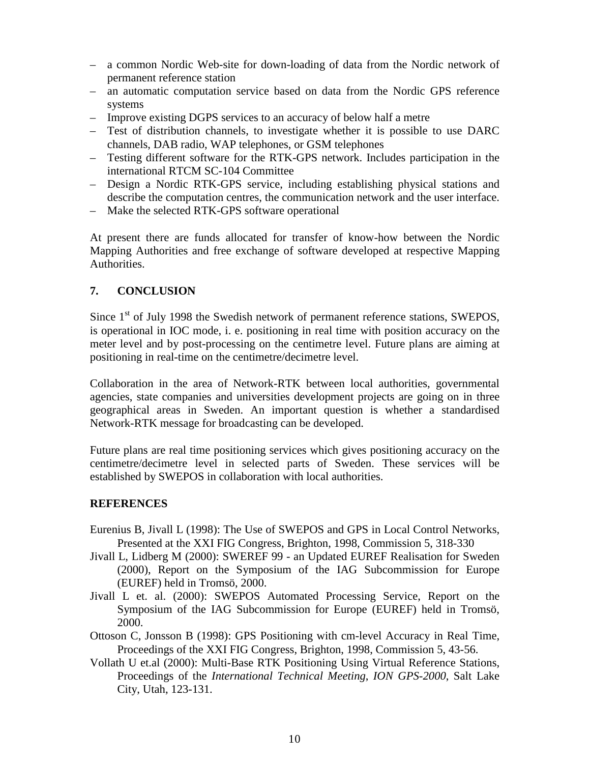- a common Nordic Web-site for down-loading of data from the Nordic network of permanent reference station
- an automatic computation service based on data from the Nordic GPS reference systems
- Improve existing DGPS services to an accuracy of below half a metre
- Test of distribution channels, to investigate whether it is possible to use DARC channels, DAB radio, WAP telephones, or GSM telephones
- Testing different software for the RTK-GPS network. Includes participation in the international RTCM SC-104 Committee
- Design a Nordic RTK-GPS service, including establishing physical stations and describe the computation centres, the communication network and the user interface.
- Make the selected RTK-GPS software operational

At present there are funds allocated for transfer of know-how between the Nordic Mapping Authorities and free exchange of software developed at respective Mapping Authorities.

## 7. CONCLUSION

Since 1st of July 1998 the Swedish network of permanent reference stations, SWEPOS, is operational in IOC mode, i. e. positioning in real time with position accuracy on the meter level and by post-processing on the centimetre level. Future plans are aiming at positioning in real-time on the centimetre/decimetre level.

Collaboration in the area of Network-RTK between local authorities, governmental agencies, state companies and universities development projects are going on in three geographical areas in Sweden. An important question is whether a standardised Network-RTK message for broadcasting can be developed.

Future plans are real time positioning services which gives positioning accuracy on the centimetre/decimetre level in selected parts of Sweden. These services will be established by SWEPOS in collaboration with local authorities.

## REFERENCES

Eurenius B, Jivall L (1998): The Use of SWEPOS and GPS in Local Control Networks, Presented at the XXI FIG Congress, Brighton, 1998, Commission 5, 318-330

Jivall L, Lidberg M (2000): SWEREF 99 - an Updated EUREF Realisation for Sweden (2000), Report on the Symposium of the IAG Subcommission for Europe (EUREF) held in Tromsö, 2000.

Jivall L et. al. (2000): SWEPOS Automated Processing Service, Report on the Symposium of the IAG Subcommission for Europe (EUREF) held in Tromsö, 2000.

Ottoson C, Jonsson B (1998): GPS Positioning with cm-level Accuracy in Real Time, Proceedings of the XXI FIG Congress, Brighton, 1998, Commission 5, 43-56.

Vollath U et.al (2000): Multi-Base RTK Positioning Using Virtual Reference Stations, Proceedings of the *International Technical Meeting, ION GPS-2000*, Salt Lake City, Utah, 123-131.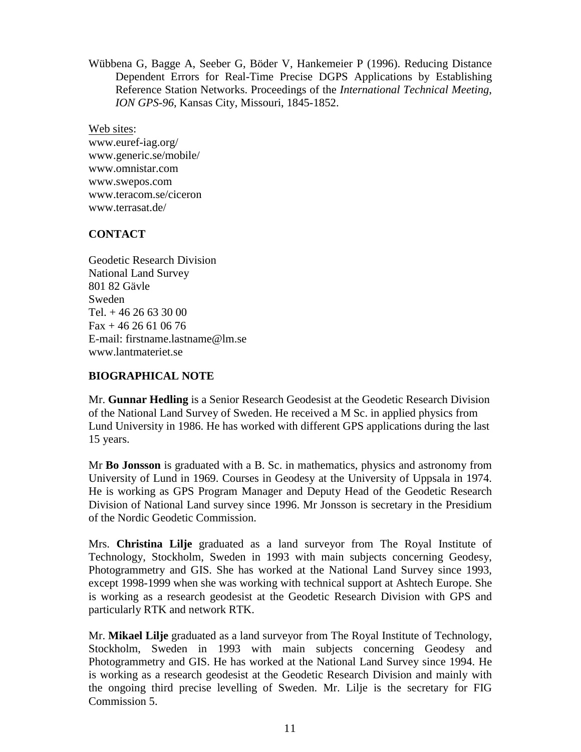Wübbena G, Bagge A, Seeber G, Böder V, Hankemeier P (1996). Reducing Distance Dependent Errors for Real-Time Precise DGPS Applications by Establishing Reference Station Networks. Proceedings of the *International Technical Meeting, ION GPS-96*, Kansas City, Missouri, 1845-1852.

Web sites:
www.euref-iag.org/
www.generic.se/mobile/
www.omnistar.com
www.swepos.com
www.teracom.se/ciceron
www.terrasat.de/

## CONTACT

Geodetic Research Division
National Land Survey
801 82 Gävle
Sweden
Tel. + 46 26 63 30 00
Fax + 46 26 61 06 76
E-mail: firstname.lastname@lm.se
www.lantmateriet.se

## BIOGRAPHICAL NOTE

Mr. **Gunnar Hedling** is a Senior Research Geodesist at the Geodetic Research Division of the National Land Survey of Sweden. He received a M Sc. in applied physics from Lund University in 1986. He has worked with different GPS applications during the last 15 years.

Mr **Bo Jonsson** is graduated with a B. Sc. in mathematics, physics and astronomy from University of Lund in 1969. Courses in Geodesy at the University of Uppsala in 1974. He is working as GPS Program Manager and Deputy Head of the Geodetic Research Division of National Land survey since 1996. Mr Jonsson is secretary in the Presidium of the Nordic Geodetic Commission.

Mrs. **Christina Lilje** graduated as a land surveyor from The Royal Institute of Technology, Stockholm, Sweden in 1993 with main subjects concerning Geodesy, Photogrammetry and GIS. She has worked at the National Land Survey since 1993, except 1998-1999 when she was working with technical support at Ashtech Europe. She is working as a research geodesist at the Geodetic Research Division with GPS and particularly RTK and network RTK.

Mr. **Mikael Lilje** graduated as a land surveyor from The Royal Institute of Technology, Stockholm, Sweden in 1993 with main subjects concerning Geodesy and Photogrammetry and GIS. He has worked at the National Land Survey since 1994. He is working as a research geodesist at the Geodetic Research Division and mainly with the ongoing third precise levelling of Sweden. Mr. Lilje is the secretary for FIG Commission 5.